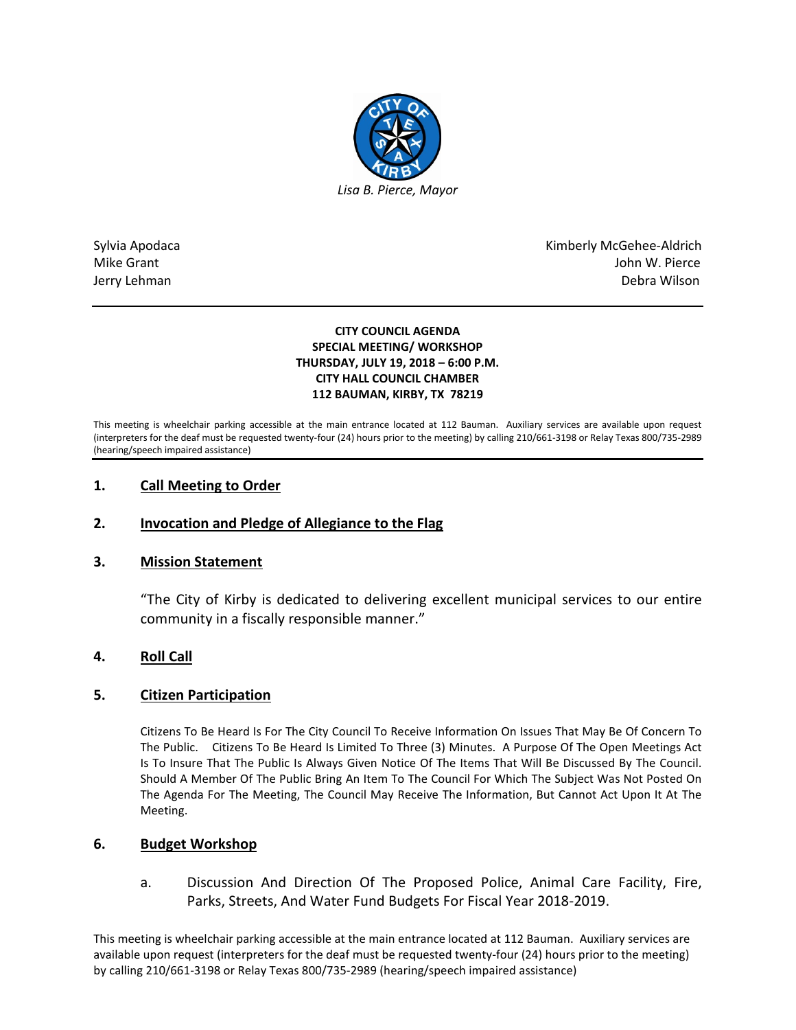*Lisa B. Pierce, Mayor*

Sylvia Apodaca
Mike Grant
Jerry Lehman

Kimberly McGehee-Aldrich
John W. Pierce
Debra Wilson

---

**CITY COUNCIL AGENDA**
**SPECIAL MEETING/ WORKSHOP**
**THURSDAY, JULY 19, 2018 – 6:00 P.M.**
**CITY HALL COUNCIL CHAMBER**
**112 BAUMAN, KIRBY, TX 78219**

This meeting is wheelchair parking accessible at the main entrance located at 112 Bauman. Auxiliary services are available upon request (interpreters for the deaf must be requested twenty-four (24) hours prior to the meeting) by calling 210/661-3198 or Relay Texas 800/735-2989 (hearing/speech impaired assistance)

---

## 1. Call Meeting to Order

## 2. Invocation and Pledge of Allegiance to the Flag

## 3. Mission Statement

"The City of Kirby is dedicated to delivering excellent municipal services to our entire community in a fiscally responsible manner."

## 4. Roll Call

## 5. Citizen Participation

Citizens To Be Heard Is For The City Council To Receive Information On Issues That May Be Of Concern To The Public. Citizens To Be Heard Is Limited To Three (3) Minutes. A Purpose Of The Open Meetings Act Is To Insure That The Public Is Always Given Notice Of The Items That Will Be Discussed By The Council. Should A Member Of The Public Bring An Item To The Council For Which The Subject Was Not Posted On The Agenda For The Meeting, The Council May Receive The Information, But Cannot Act Upon It At The Meeting.

## 6. Budget Workshop

a. Discussion And Direction Of The Proposed Police, Animal Care Facility, Fire, Parks, Streets, And Water Fund Budgets For Fiscal Year 2018-2019.

This meeting is wheelchair parking accessible at the main entrance located at 112 Bauman. Auxiliary services are available upon request (interpreters for the deaf must be requested twenty-four (24) hours prior to the meeting) by calling 210/661-3198 or Relay Texas 800/735-2989 (hearing/speech impaired assistance)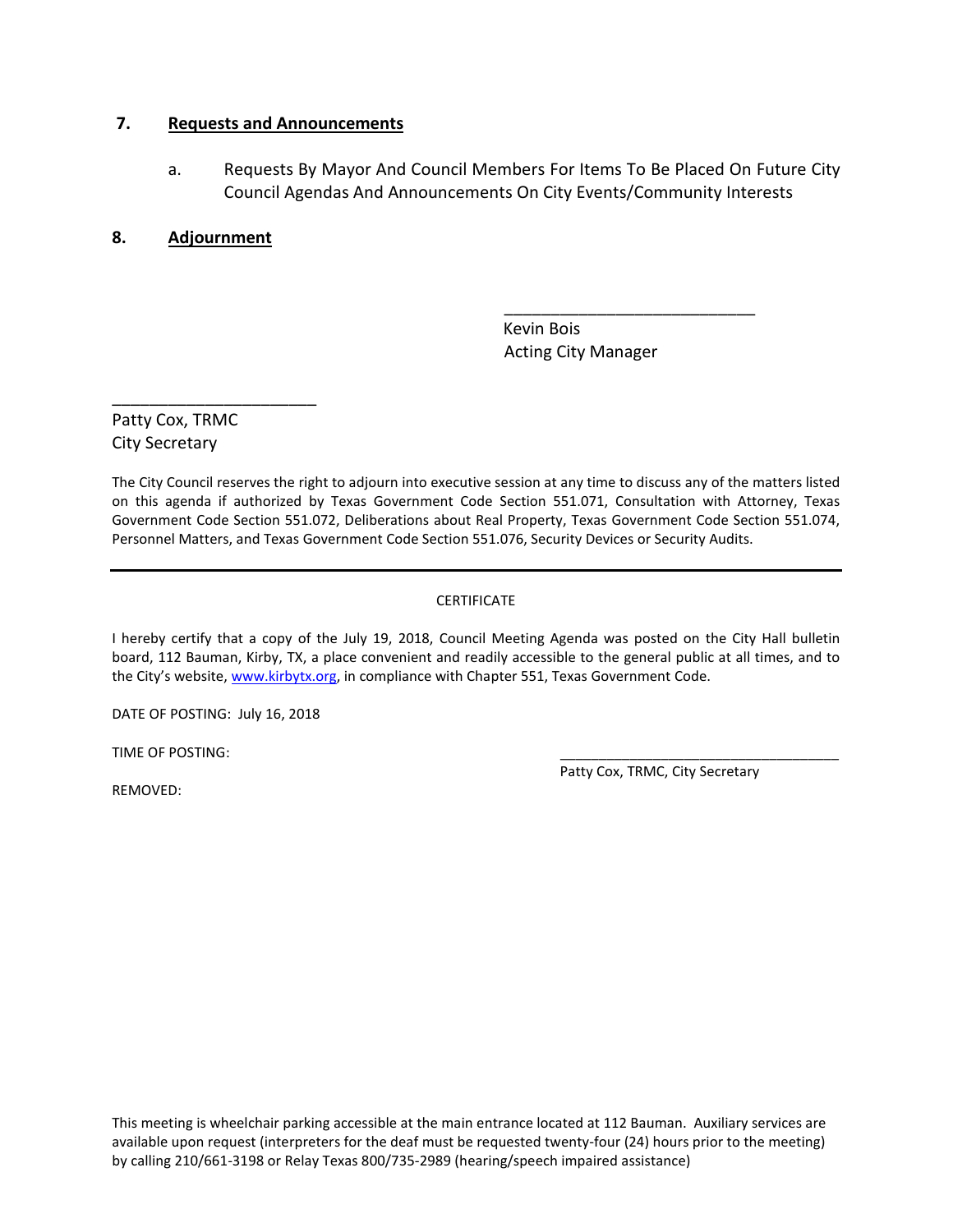## 7. Requests and Announcements

a. Requests By Mayor And Council Members For Items To Be Placed On Future City Council Agendas And Announcements On City Events/Community Interests

## 8. Adjournment

\_\_\_\_\_\_\_\_\_\_\_\_\_\_\_\_\_\_\_\_\_\_\_\_\_\_\_\_
Kevin Bois
Acting City Manager

\_\_\_\_\_\_\_\_\_\_\_\_\_\_\_\_\_\_\_\_\_\_\_
Patty Cox, TRMC
City Secretary

The City Council reserves the right to adjourn into executive session at any time to discuss any of the matters listed on this agenda if authorized by Texas Government Code Section 551.071, Consultation with Attorney, Texas Government Code Section 551.072, Deliberations about Real Property, Texas Government Code Section 551.074, Personnel Matters, and Texas Government Code Section 551.076, Security Devices or Security Audits.

---

CERTIFICATE

I hereby certify that a copy of the July 19, 2018, Council Meeting Agenda was posted on the City Hall bulletin board, 112 Bauman, Kirby, TX, a place convenient and readily accessible to the general public at all times, and to the City's website, www.kirbytx.org, in compliance with Chapter 551, Texas Government Code.

DATE OF POSTING: July 16, 2018

TIME OF POSTING:

\_\_\_\_\_\_\_\_\_\_\_\_\_\_\_\_\_\_\_\_\_\_\_\_\_\_\_\_\_\_\_\_\_\_
Patty Cox, TRMC, City Secretary

REMOVED:

This meeting is wheelchair parking accessible at the main entrance located at 112 Bauman. Auxiliary services are available upon request (interpreters for the deaf must be requested twenty-four (24) hours prior to the meeting) by calling 210/661-3198 or Relay Texas 800/735-2989 (hearing/speech impaired assistance)